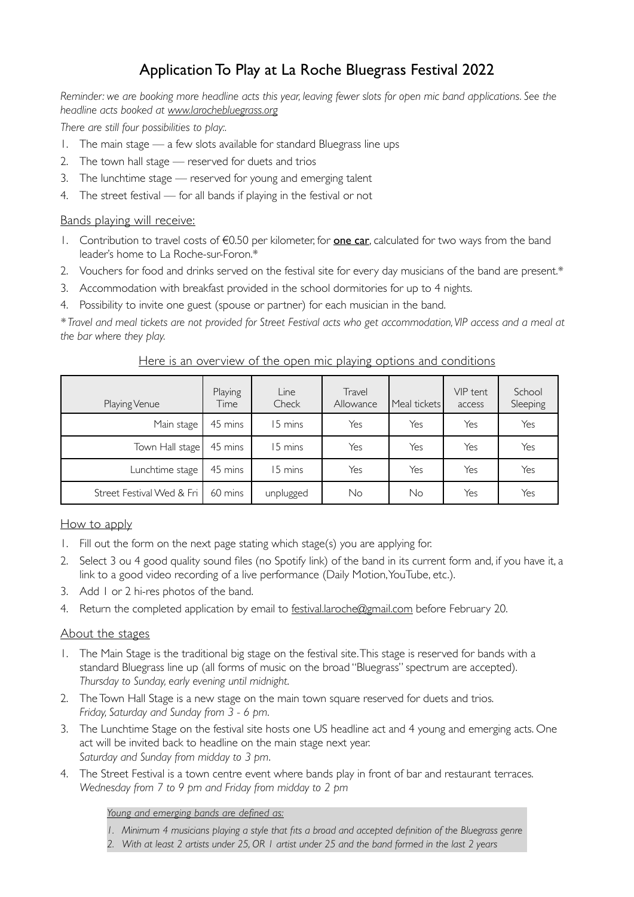# Application To Play at La Roche Bluegrass Festival 2022

*Reminder: we are booking more headline acts this year, leaving fewer slots for open mic band applications. See the headline acts booked at www.larochebluegrass.org*

*There are still four possibilities to play:.*

1. The main stage — a few slots available for standard Bluegrass line ups
2. The town hall stage — reserved for duets and trios
3. The lunchtime stage — reserved for young and emerging talent
4. The street festival — for all bands if playing in the festival or not

## Bands playing will receive:

1. Contribution to travel costs of €0.50 per kilometer, for **one car**, calculated for two ways from the band leader's home to La Roche-sur-Foron.*
2. Vouchers for food and drinks served on the festival site for every day musicians of the band are present.*
3. Accommodation with breakfast provided in the school dormitories for up to 4 nights.
4. Possibility to invite one guest (spouse or partner) for each musician in the band.

*\* Travel and meal tickets are not provided for Street Festival acts who get accommodation, VIP access and a meal at the bar where they play.*

## Here is an overview of the open mic playing options and conditions

| Playing Venue | Playing Time | Line Check | Travel Allowance | Meal tickets | VIP tent access | School Sleeping |
|---|---|---|---|---|---|---|
| Main stage | 45 mins | 15 mins | Yes | Yes | Yes | Yes |
| Town Hall stage | 45 mins | 15 mins | Yes | Yes | Yes | Yes |
| Lunchtime stage | 45 mins | 15 mins | Yes | Yes | Yes | Yes |
| Street Festival Wed & Fri | 60 mins | unplugged | No | No | Yes | Yes |

## How to apply

1. Fill out the form on the next page stating which stage(s) you are applying for.
2. Select 3 ou 4 good quality sound files (no Spotify link) of the band in its current form and, if you have it, a link to a good video recording of a live performance (Daily Motion, YouTube, etc.).
3. Add 1 or 2 hi-res photos of the band.
4. Return the completed application by email to festival.laroche@gmail.com before February 20.

## About the stages

1. The Main Stage is the traditional big stage on the festival site. This stage is reserved for bands with a standard Bluegrass line up (all forms of music on the broad "Bluegrass" spectrum are accepted). *Thursday to Sunday, early evening until midnight.*
2. The Town Hall Stage is a new stage on the main town square reserved for duets and trios. *Friday, Saturday and Sunday from 3 - 6 pm.*
3. The Lunchtime Stage on the festival site hosts one US headline act and 4 young and emerging acts. One act will be invited back to headline on the main stage next year. *Saturday and Sunday from midday to 3 pm.*
4. The Street Festival is a town centre event where bands play in front of bar and restaurant terraces. *Wednesday from 7 to 9 pm and Friday from midday to 2 pm*

*Young and emerging bands are defined as:*

1. *Minimum 4 musicians playing a style that fits a broad and accepted definition of the Bluegrass genre*
2. *With at least 2 artists under 25, OR 1 artist under 25 and the band formed in the last 2 years*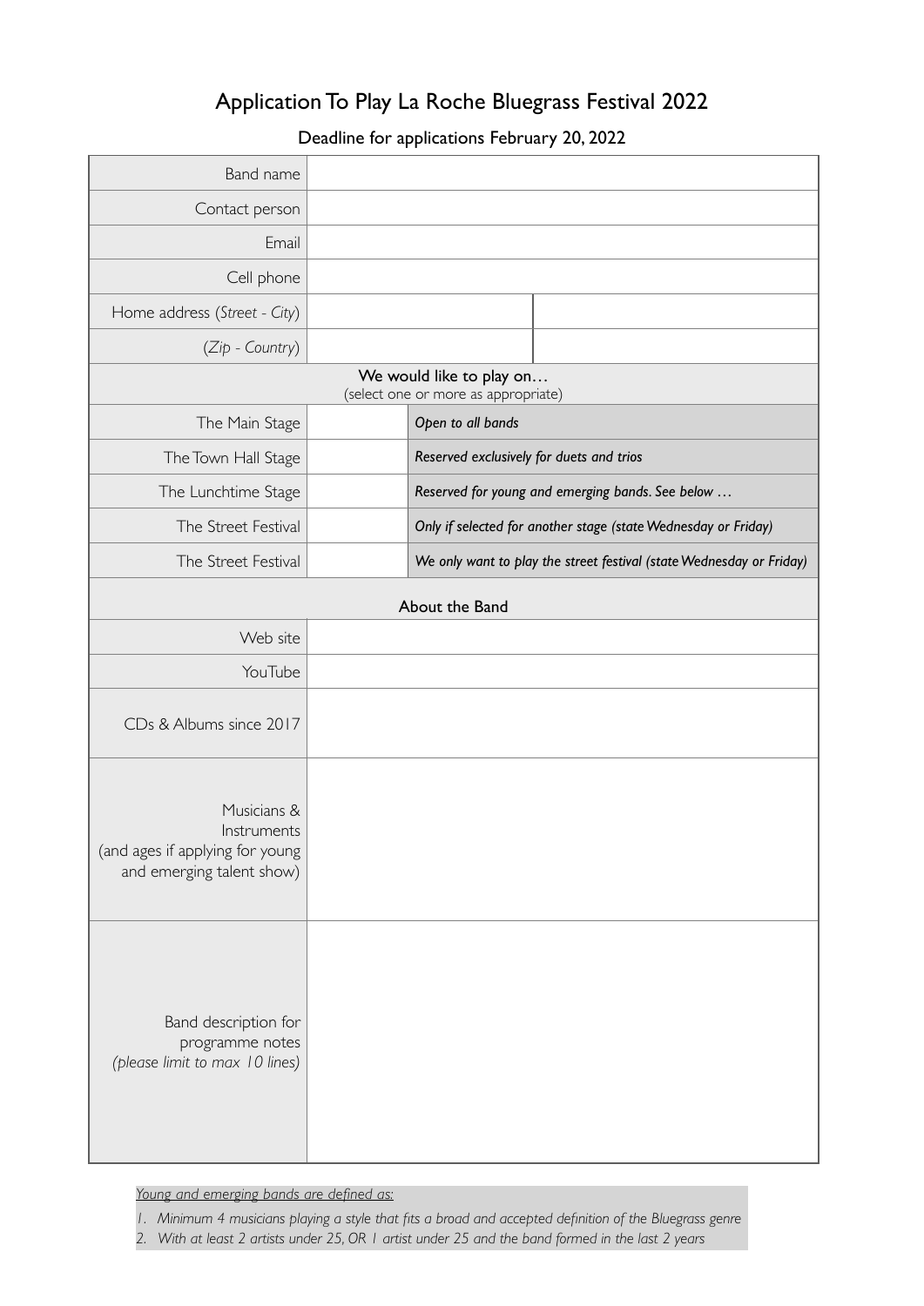# Application To Play La Roche Bluegrass Festival 2022

Deadline for applications February 20, 2022

| | | |
|---|---|---|
| Band name | | |
| Contact person | | |
| Email | | |
| Cell phone | | |
| Home address (*Street - City*) | | |
| (*Zip - Country*) | | |
| **We would like to play on…** (select one or more as appropriate) | | |
| The Main Stage | | *Open to all bands* |
| The Town Hall Stage | | *Reserved exclusively for duets and trios* |
| The Lunchtime Stage | | *Reserved for young and emerging bands. See below …* |
| The Street Festival | | *Only if selected for another stage (state Wednesday or Friday)* |
| The Street Festival | | *We only want to play the street festival (state Wednesday or Friday)* |
| **About the Band** | | |
| Web site | | |
| YouTube | | |
| CDs & Albums since 2017 | | |
| Musicians & Instruments (and ages if applying for young and emerging talent show) | | |
| Band description for programme notes *(please limit to max 10 lines)* | | |

*Young and emerging bands are defined as:*

1. *Minimum 4 musicians playing a style that fits a broad and accepted definition of the Bluegrass genre*
2. *With at least 2 artists under 25, OR 1 artist under 25 and the band formed in the last 2 years*